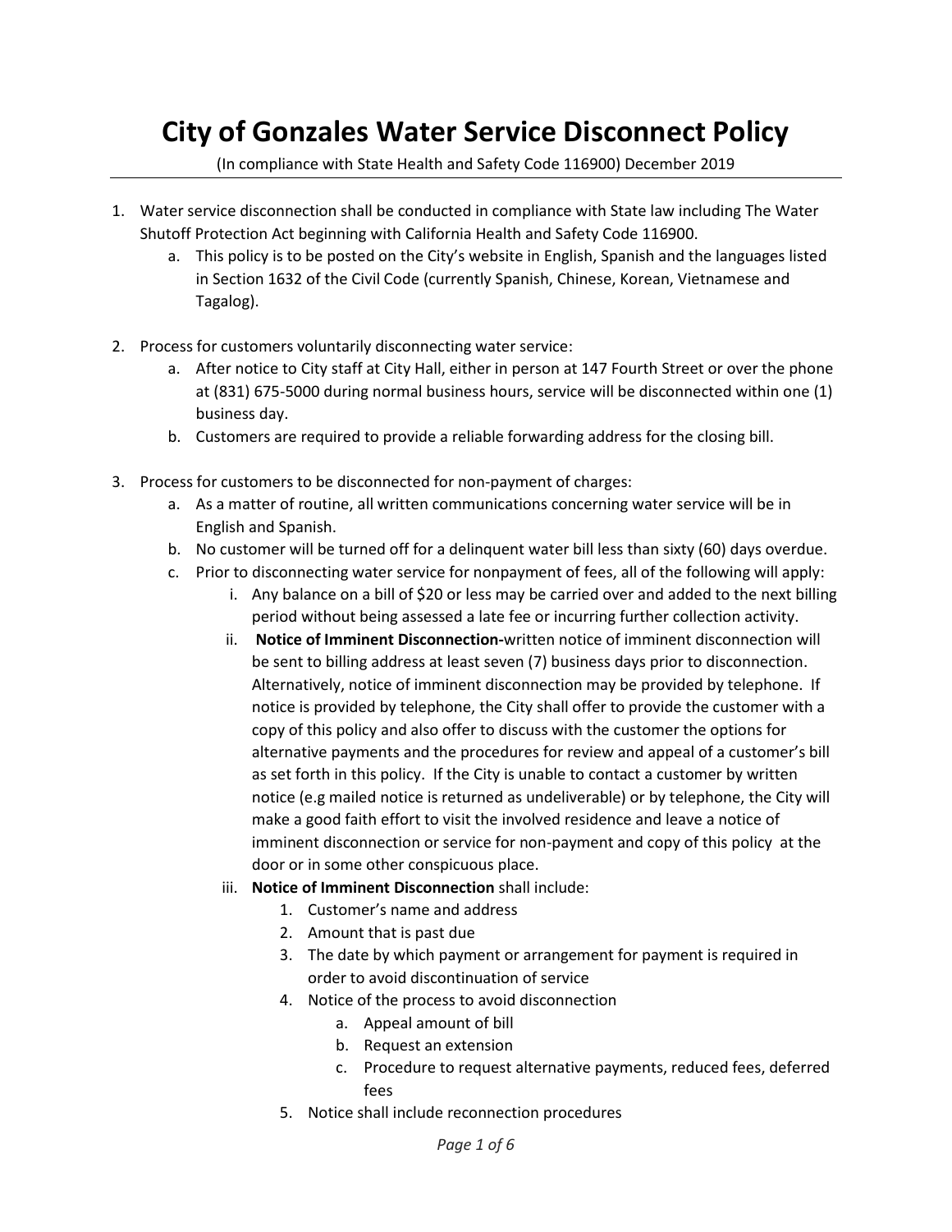# City of Gonzales Water Service Disconnect Policy

(In compliance with State Health and Safety Code 116900) December 2019

1. Water service disconnection shall be conducted in compliance with State law including The Water Shutoff Protection Act beginning with California Health and Safety Code 116900.
    a. This policy is to be posted on the City's website in English, Spanish and the languages listed in Section 1632 of the Civil Code (currently Spanish, Chinese, Korean, Vietnamese and Tagalog).

2. Process for customers voluntarily disconnecting water service:
    a. After notice to City staff at City Hall, either in person at 147 Fourth Street or over the phone at (831) 675-5000 during normal business hours, service will be disconnected within one (1) business day.
    b. Customers are required to provide a reliable forwarding address for the closing bill.

3. Process for customers to be disconnected for non-payment of charges:
    a. As a matter of routine, all written communications concerning water service will be in English and Spanish.
    b. No customer will be turned off for a delinquent water bill less than sixty (60) days overdue.
    c. Prior to disconnecting water service for nonpayment of fees, all of the following will apply:
        i. Any balance on a bill of $20 or less may be carried over and added to the next billing period without being assessed a late fee or incurring further collection activity.
        ii. **Notice of Imminent Disconnection-**written notice of imminent disconnection will be sent to billing address at least seven (7) business days prior to disconnection. Alternatively, notice of imminent disconnection may be provided by telephone. If notice is provided by telephone, the City shall offer to provide the customer with a copy of this policy and also offer to discuss with the customer the options for alternative payments and the procedures for review and appeal of a customer's bill as set forth in this policy. If the City is unable to contact a customer by written notice (e.g mailed notice is returned as undeliverable) or by telephone, the City will make a good faith effort to visit the involved residence and leave a notice of imminent disconnection or service for non-payment and copy of this policy at the door or in some other conspicuous place.
        iii. **Notice of Imminent Disconnection** shall include:
            1. Customer's name and address
            2. Amount that is past due
            3. The date by which payment or arrangement for payment is required in order to avoid discontinuation of service
            4. Notice of the process to avoid disconnection
                a. Appeal amount of bill
                b. Request an extension
                c. Procedure to request alternative payments, reduced fees, deferred fees
            5. Notice shall include reconnection procedures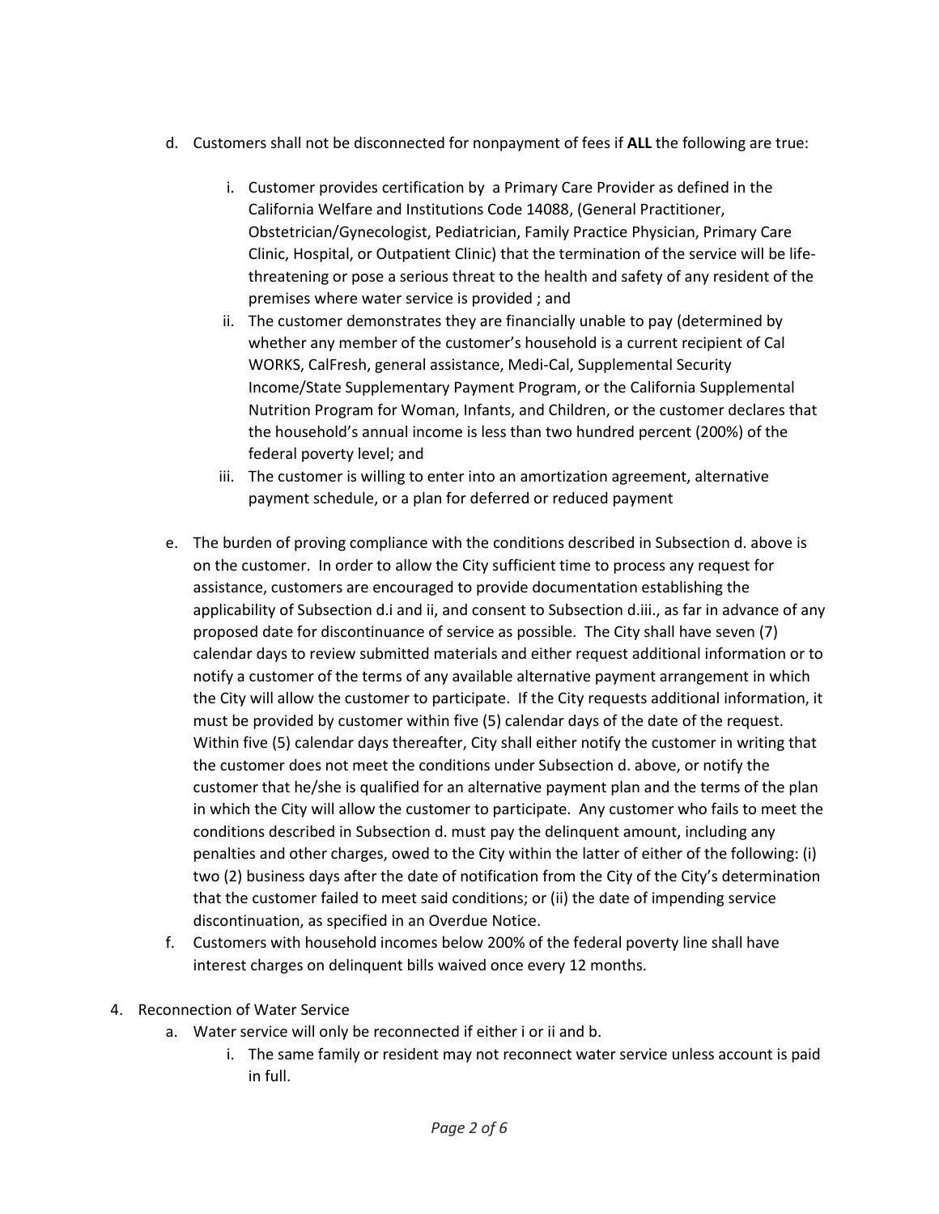d. Customers shall not be disconnected for nonpayment of fees if **ALL** the following are true:

   i. Customer provides certification by a Primary Care Provider as defined in the California Welfare and Institutions Code 14088, (General Practitioner, Obstetrician/Gynecologist, Pediatrician, Family Practice Physician, Primary Care Clinic, Hospital, or Outpatient Clinic) that the termination of the service will be life-threatening or pose a serious threat to the health and safety of any resident of the premises where water service is provided ; and

   ii. The customer demonstrates they are financially unable to pay (determined by whether any member of the customer's household is a current recipient of Cal WORKS, CalFresh, general assistance, Medi-Cal, Supplemental Security Income/State Supplementary Payment Program, or the California Supplemental Nutrition Program for Woman, Infants, and Children, or the customer declares that the household's annual income is less than two hundred percent (200%) of the federal poverty level; and

   iii. The customer is willing to enter into an amortization agreement, alternative payment schedule, or a plan for deferred or reduced payment

e. The burden of proving compliance with the conditions described in Subsection d. above is on the customer. In order to allow the City sufficient time to process any request for assistance, customers are encouraged to provide documentation establishing the applicability of Subsection d.i and ii, and consent to Subsection d.iii., as far in advance of any proposed date for discontinuance of service as possible. The City shall have seven (7) calendar days to review submitted materials and either request additional information or to notify a customer of the terms of any available alternative payment arrangement in which the City will allow the customer to participate. If the City requests additional information, it must be provided by customer within five (5) calendar days of the date of the request. Within five (5) calendar days thereafter, City shall either notify the customer in writing that the customer does not meet the conditions under Subsection d. above, or notify the customer that he/she is qualified for an alternative payment plan and the terms of the plan in which the City will allow the customer to participate. Any customer who fails to meet the conditions described in Subsection d. must pay the delinquent amount, including any penalties and other charges, owed to the City within the latter of either of the following: (i) two (2) business days after the date of notification from the City of the City's determination that the customer failed to meet said conditions; or (ii) the date of impending service discontinuation, as specified in an Overdue Notice.

f. Customers with household incomes below 200% of the federal poverty line shall have interest charges on delinquent bills waived once every 12 months.

4. Reconnection of Water Service

   a. Water service will only be reconnected if either i or ii and b.

      i. The same family or resident may not reconnect water service unless account is paid in full.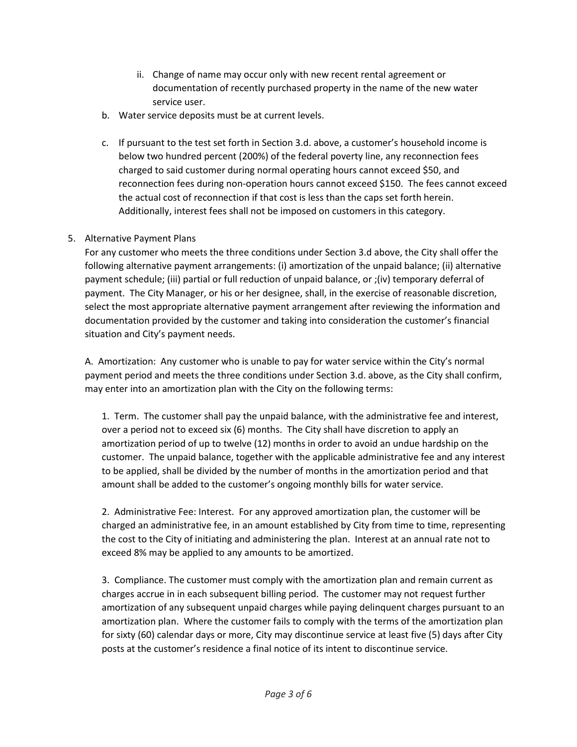ii. Change of name may occur only with new recent rental agreement or documentation of recently purchased property in the name of the new water service user.

b. Water service deposits must be at current levels.

c. If pursuant to the test set forth in Section 3.d. above, a customer's household income is below two hundred percent (200%) of the federal poverty line, any reconnection fees charged to said customer during normal operating hours cannot exceed $50, and reconnection fees during non-operation hours cannot exceed $150. The fees cannot exceed the actual cost of reconnection if that cost is less than the caps set forth herein. Additionally, interest fees shall not be imposed on customers in this category.

5. Alternative Payment Plans

For any customer who meets the three conditions under Section 3.d above, the City shall offer the following alternative payment arrangements: (i) amortization of the unpaid balance; (ii) alternative payment schedule; (iii) partial or full reduction of unpaid balance, or ;(iv) temporary deferral of payment. The City Manager, or his or her designee, shall, in the exercise of reasonable discretion, select the most appropriate alternative payment arrangement after reviewing the information and documentation provided by the customer and taking into consideration the customer's financial situation and City's payment needs.

A. Amortization: Any customer who is unable to pay for water service within the City's normal payment period and meets the three conditions under Section 3.d. above, as the City shall confirm, may enter into an amortization plan with the City on the following terms:

1. Term. The customer shall pay the unpaid balance, with the administrative fee and interest, over a period not to exceed six (6) months. The City shall have discretion to apply an amortization period of up to twelve (12) months in order to avoid an undue hardship on the customer. The unpaid balance, together with the applicable administrative fee and any interest to be applied, shall be divided by the number of months in the amortization period and that amount shall be added to the customer's ongoing monthly bills for water service.

2. Administrative Fee: Interest. For any approved amortization plan, the customer will be charged an administrative fee, in an amount established by City from time to time, representing the cost to the City of initiating and administering the plan. Interest at an annual rate not to exceed 8% may be applied to any amounts to be amortized.

3. Compliance. The customer must comply with the amortization plan and remain current as charges accrue in in each subsequent billing period. The customer may not request further amortization of any subsequent unpaid charges while paying delinquent charges pursuant to an amortization plan. Where the customer fails to comply with the terms of the amortization plan for sixty (60) calendar days or more, City may discontinue service at least five (5) days after City posts at the customer's residence a final notice of its intent to discontinue service.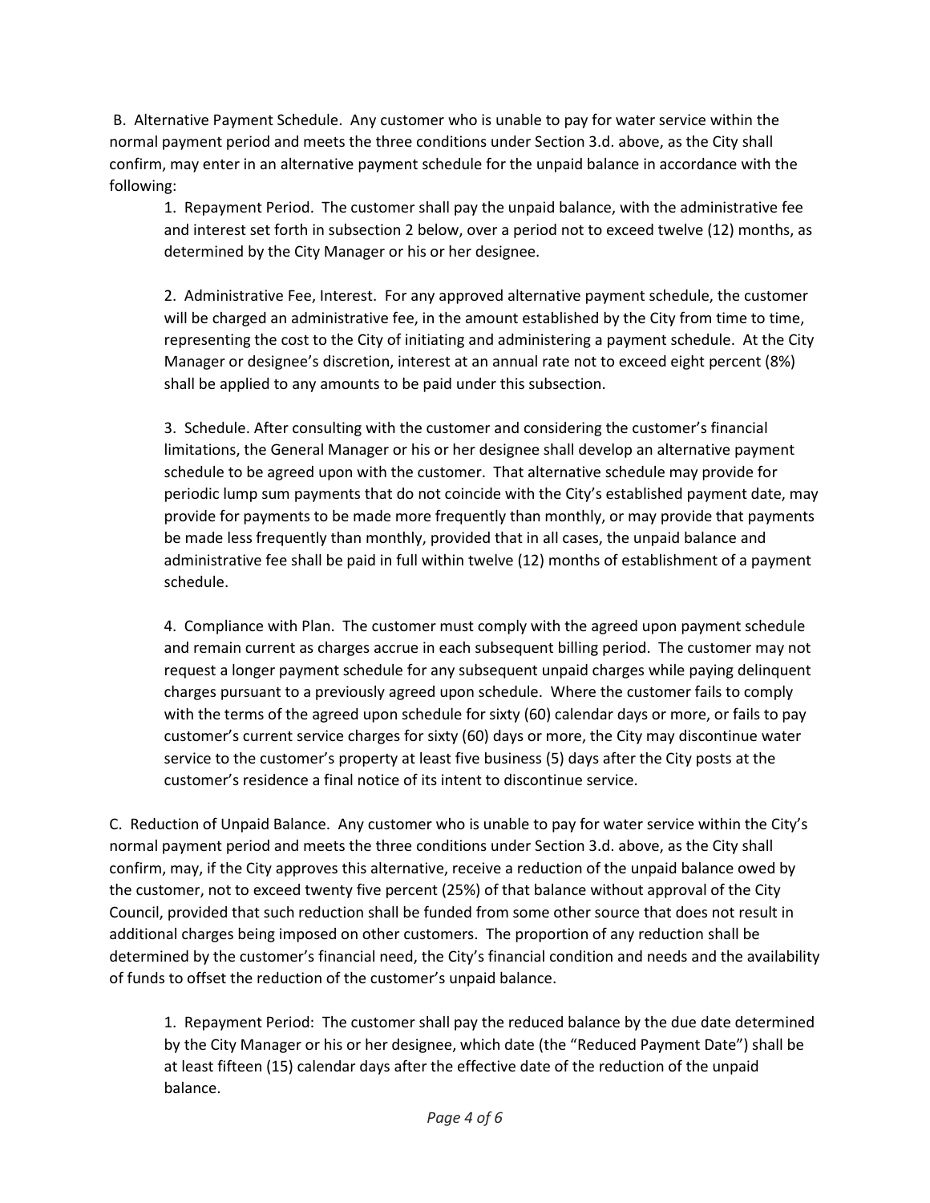B. Alternative Payment Schedule. Any customer who is unable to pay for water service within the normal payment period and meets the three conditions under Section 3.d. above, as the City shall confirm, may enter in an alternative payment schedule for the unpaid balance in accordance with the following:

1. Repayment Period. The customer shall pay the unpaid balance, with the administrative fee and interest set forth in subsection 2 below, over a period not to exceed twelve (12) months, as determined by the City Manager or his or her designee.

2. Administrative Fee, Interest. For any approved alternative payment schedule, the customer will be charged an administrative fee, in the amount established by the City from time to time, representing the cost to the City of initiating and administering a payment schedule. At the City Manager or designee's discretion, interest at an annual rate not to exceed eight percent (8%) shall be applied to any amounts to be paid under this subsection.

3. Schedule. After consulting with the customer and considering the customer's financial limitations, the General Manager or his or her designee shall develop an alternative payment schedule to be agreed upon with the customer. That alternative schedule may provide for periodic lump sum payments that do not coincide with the City's established payment date, may provide for payments to be made more frequently than monthly, or may provide that payments be made less frequently than monthly, provided that in all cases, the unpaid balance and administrative fee shall be paid in full within twelve (12) months of establishment of a payment schedule.

4. Compliance with Plan. The customer must comply with the agreed upon payment schedule and remain current as charges accrue in each subsequent billing period. The customer may not request a longer payment schedule for any subsequent unpaid charges while paying delinquent charges pursuant to a previously agreed upon schedule. Where the customer fails to comply with the terms of the agreed upon schedule for sixty (60) calendar days or more, or fails to pay customer's current service charges for sixty (60) days or more, the City may discontinue water service to the customer's property at least five business (5) days after the City posts at the customer's residence a final notice of its intent to discontinue service.

C. Reduction of Unpaid Balance. Any customer who is unable to pay for water service within the City's normal payment period and meets the three conditions under Section 3.d. above, as the City shall confirm, may, if the City approves this alternative, receive a reduction of the unpaid balance owed by the customer, not to exceed twenty five percent (25%) of that balance without approval of the City Council, provided that such reduction shall be funded from some other source that does not result in additional charges being imposed on other customers. The proportion of any reduction shall be determined by the customer's financial need, the City's financial condition and needs and the availability of funds to offset the reduction of the customer's unpaid balance.

1. Repayment Period: The customer shall pay the reduced balance by the due date determined by the City Manager or his or her designee, which date (the "Reduced Payment Date") shall be at least fifteen (15) calendar days after the effective date of the reduction of the unpaid balance.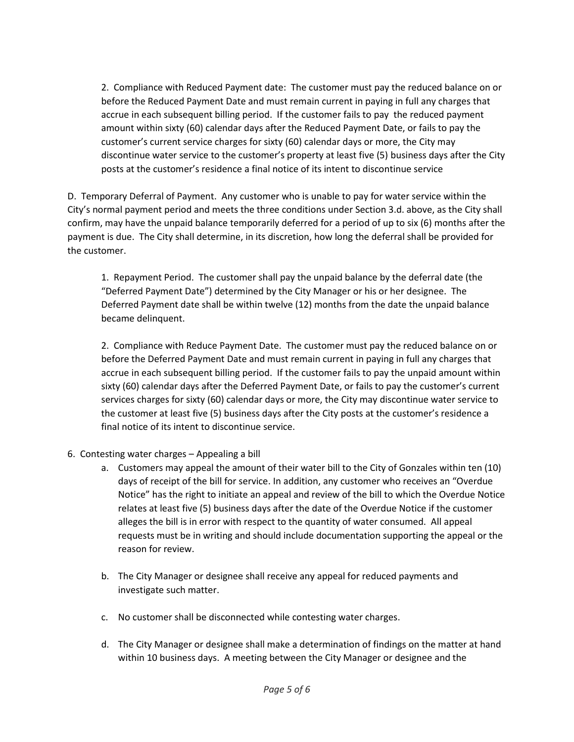2. Compliance with Reduced Payment date: The customer must pay the reduced balance on or before the Reduced Payment Date and must remain current in paying in full any charges that accrue in each subsequent billing period. If the customer fails to pay the reduced payment amount within sixty (60) calendar days after the Reduced Payment Date, or fails to pay the customer's current service charges for sixty (60) calendar days or more, the City may discontinue water service to the customer's property at least five (5) business days after the City posts at the customer's residence a final notice of its intent to discontinue service

D. Temporary Deferral of Payment. Any customer who is unable to pay for water service within the City's normal payment period and meets the three conditions under Section 3.d. above, as the City shall confirm, may have the unpaid balance temporarily deferred for a period of up to six (6) months after the payment is due. The City shall determine, in its discretion, how long the deferral shall be provided for the customer.

1. Repayment Period. The customer shall pay the unpaid balance by the deferral date (the "Deferred Payment Date") determined by the City Manager or his or her designee. The Deferred Payment date shall be within twelve (12) months from the date the unpaid balance became delinquent.

2. Compliance with Reduce Payment Date. The customer must pay the reduced balance on or before the Deferred Payment Date and must remain current in paying in full any charges that accrue in each subsequent billing period. If the customer fails to pay the unpaid amount within sixty (60) calendar days after the Deferred Payment Date, or fails to pay the customer's current services charges for sixty (60) calendar days or more, the City may discontinue water service to the customer at least five (5) business days after the City posts at the customer's residence a final notice of its intent to discontinue service.

6. Contesting water charges – Appealing a bill
   a. Customers may appeal the amount of their water bill to the City of Gonzales within ten (10) days of receipt of the bill for service. In addition, any customer who receives an "Overdue Notice" has the right to initiate an appeal and review of the bill to which the Overdue Notice relates at least five (5) business days after the date of the Overdue Notice if the customer alleges the bill is in error with respect to the quantity of water consumed. All appeal requests must be in writing and should include documentation supporting the appeal or the reason for review.

   b. The City Manager or designee shall receive any appeal for reduced payments and investigate such matter.

   c. No customer shall be disconnected while contesting water charges.

   d. The City Manager or designee shall make a determination of findings on the matter at hand within 10 business days. A meeting between the City Manager or designee and the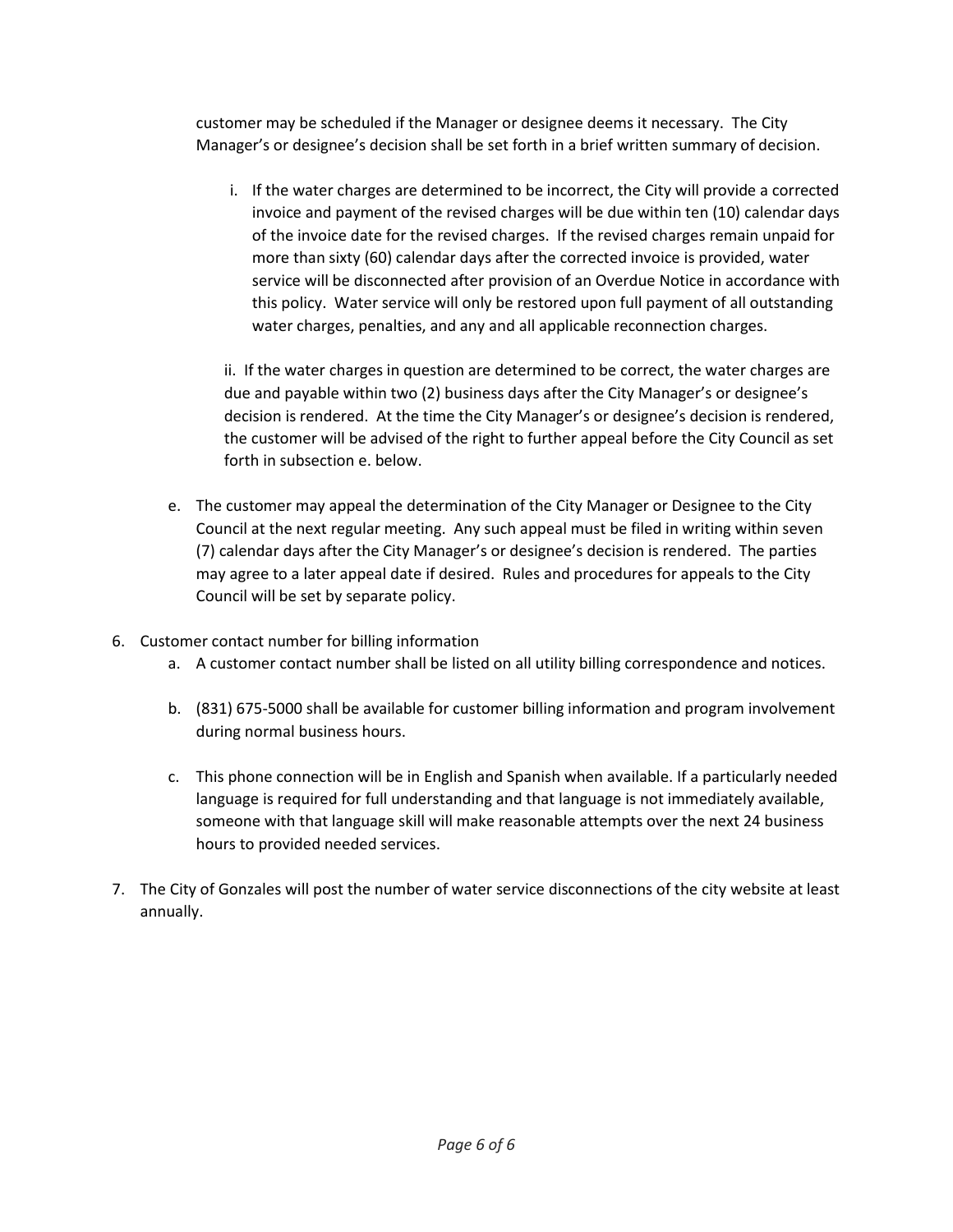customer may be scheduled if the Manager or designee deems it necessary. The City Manager's or designee's decision shall be set forth in a brief written summary of decision.

i. If the water charges are determined to be incorrect, the City will provide a corrected invoice and payment of the revised charges will be due within ten (10) calendar days of the invoice date for the revised charges. If the revised charges remain unpaid for more than sixty (60) calendar days after the corrected invoice is provided, water service will be disconnected after provision of an Overdue Notice in accordance with this policy. Water service will only be restored upon full payment of all outstanding water charges, penalties, and any and all applicable reconnection charges.

ii. If the water charges in question are determined to be correct, the water charges are due and payable within two (2) business days after the City Manager's or designee's decision is rendered. At the time the City Manager's or designee's decision is rendered, the customer will be advised of the right to further appeal before the City Council as set forth in subsection e. below.

e. The customer may appeal the determination of the City Manager or Designee to the City Council at the next regular meeting. Any such appeal must be filed in writing within seven (7) calendar days after the City Manager's or designee's decision is rendered. The parties may agree to a later appeal date if desired. Rules and procedures for appeals to the City Council will be set by separate policy.

6. Customer contact number for billing information
   a. A customer contact number shall be listed on all utility billing correspondence and notices.

   b. (831) 675-5000 shall be available for customer billing information and program involvement during normal business hours.

   c. This phone connection will be in English and Spanish when available. If a particularly needed language is required for full understanding and that language is not immediately available, someone with that language skill will make reasonable attempts over the next 24 business hours to provided needed services.

7. The City of Gonzales will post the number of water service disconnections of the city website at least annually.